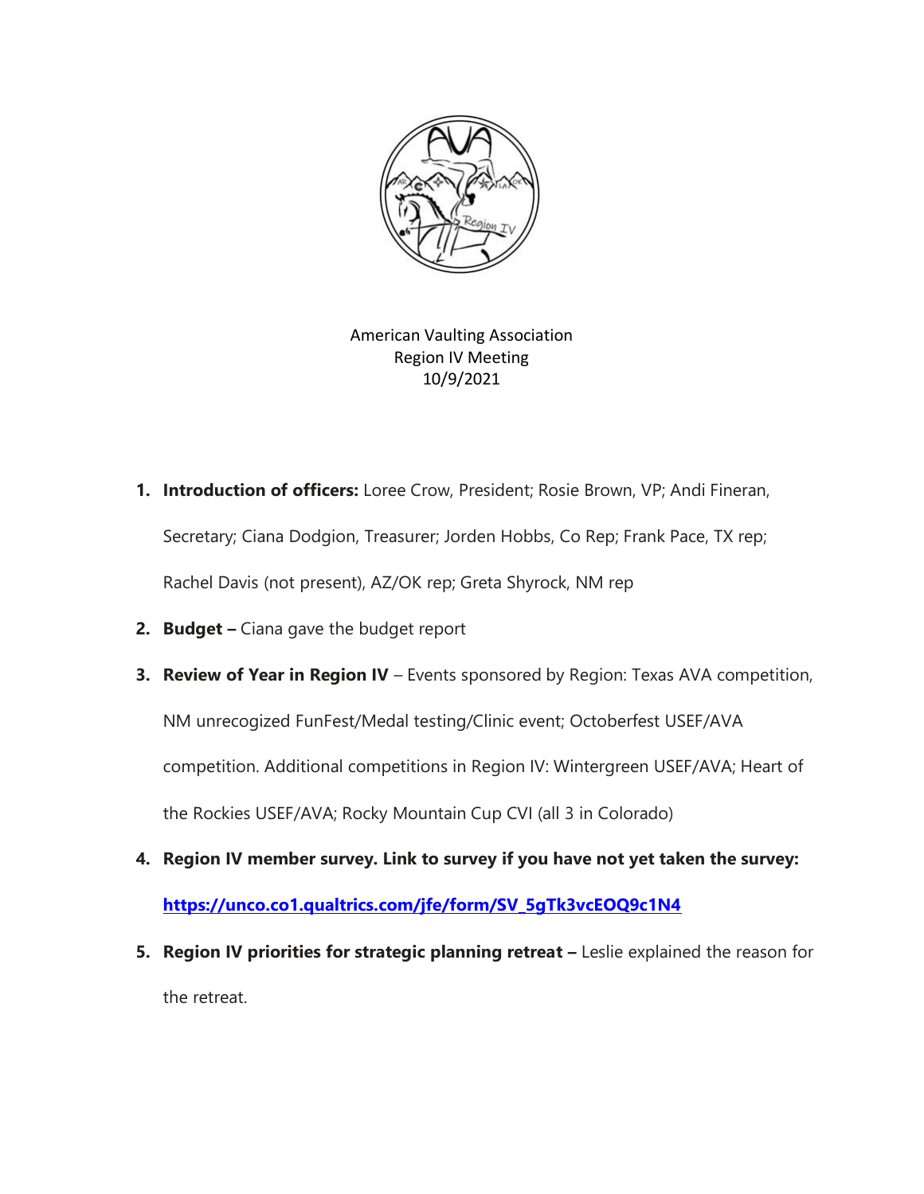American Vaulting Association
Region IV Meeting
10/9/2021

1. **Introduction of officers:** Loree Crow, President; Rosie Brown, VP; Andi Fineran, Secretary; Ciana Dodgion, Treasurer; Jorden Hobbs, Co Rep; Frank Pace, TX rep; Rachel Davis (not present), AZ/OK rep; Greta Shyrock, NM rep
2. **Budget –** Ciana gave the budget report
3. **Review of Year in Region IV** – Events sponsored by Region: Texas AVA competition, NM unrecognized FunFest/Medal testing/Clinic event; Octoberfest USEF/AVA competition. Additional competitions in Region IV: Wintergreen USEF/AVA; Heart of the Rockies USEF/AVA; Rocky Mountain Cup CVI (all 3 in Colorado)
4. **Region IV member survey. Link to survey if you have not yet taken the survey: [https://unco.co1.qualtrics.com/jfe/form/SV_5gTk3vcEOQ9c1N4](https://unco.co1.qualtrics.com/jfe/form/SV_5gTk3vcEOQ9c1N4)**
5. **Region IV priorities for strategic planning retreat –** Leslie explained the reason for the retreat.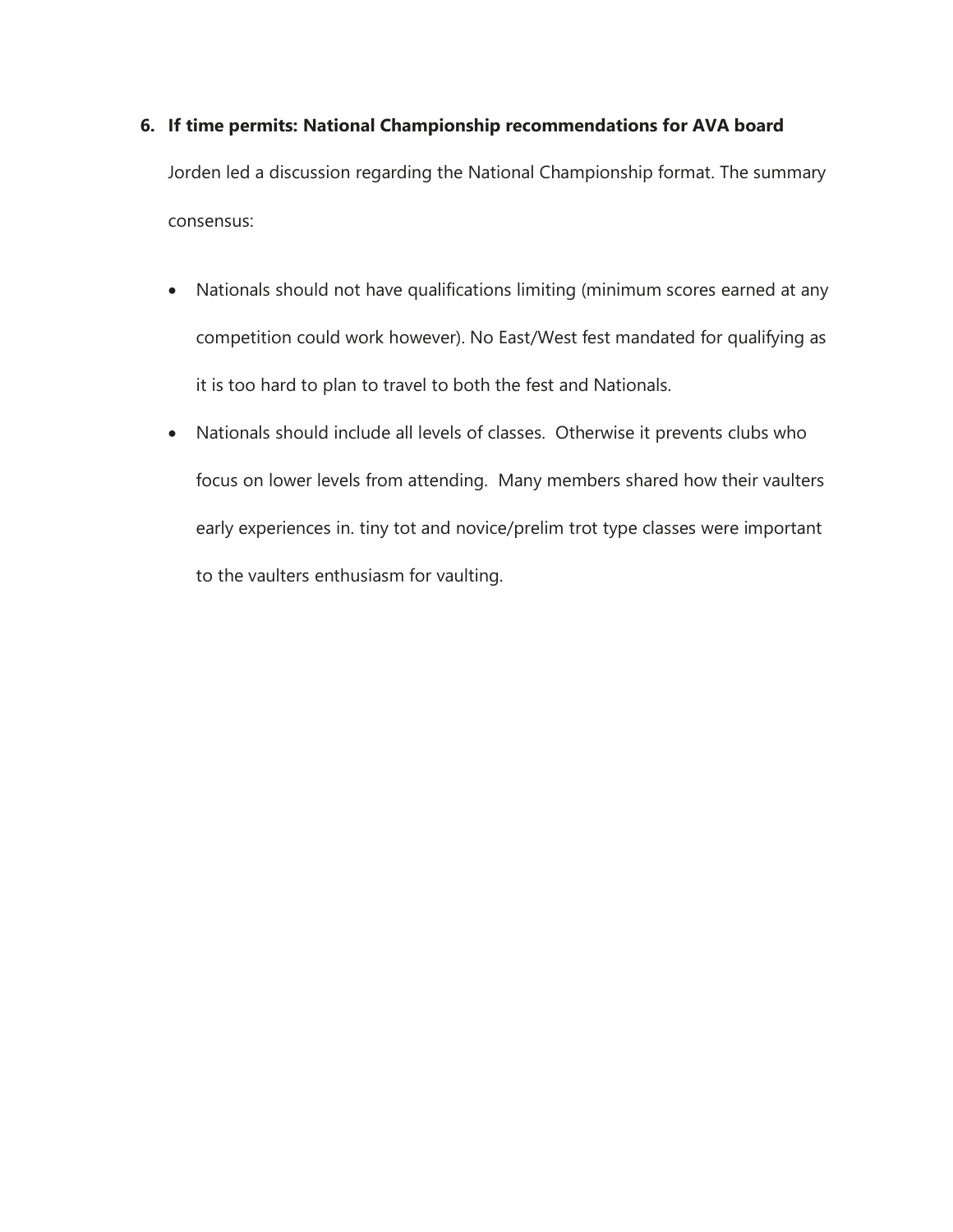6. **If time permits: National Championship recommendations for AVA board**

   Jorden led a discussion regarding the National Championship format. The summary consensus:

   - Nationals should not have qualifications limiting (minimum scores earned at any competition could work however). No East/West fest mandated for qualifying as it is too hard to plan to travel to both the fest and Nationals.
   - Nationals should include all levels of classes. Otherwise it prevents clubs who focus on lower levels from attending. Many members shared how their vaulters early experiences in. tiny tot and novice/prelim trot type classes were important to the vaulters enthusiasm for vaulting.